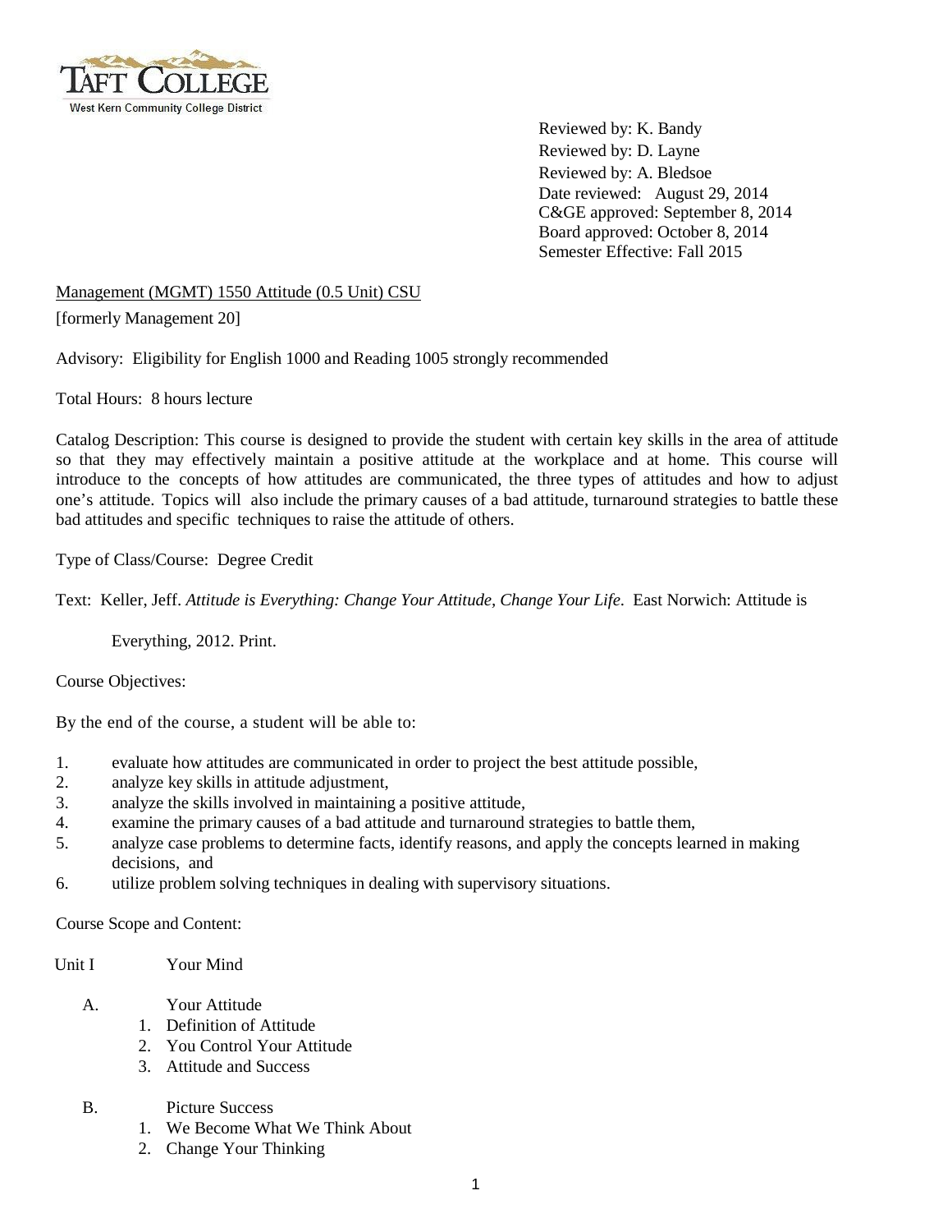Reviewed by: K. Bandy
Reviewed by: D. Layne
Reviewed by: A. Bledsoe
Date reviewed: August 29, 2014
C&GE approved: September 8, 2014
Board approved: October 8, 2014
Semester Effective: Fall 2015

Management (MGMT) 1550 Attitude (0.5 Unit) CSU

[formerly Management 20]

Advisory: Eligibility for English 1000 and Reading 1005 strongly recommended

Total Hours: 8 hours lecture

Catalog Description: This course is designed to provide the student with certain key skills in the area of attitude so that they may effectively maintain a positive attitude at the workplace and at home. This course will introduce to the concepts of how attitudes are communicated, the three types of attitudes and how to adjust one's attitude. Topics will also include the primary causes of a bad attitude, turnaround strategies to battle these bad attitudes and specific techniques to raise the attitude of others.

Type of Class/Course: Degree Credit

Text: Keller, Jeff. *Attitude is Everything: Change Your Attitude, Change Your Life*. East Norwich: Attitude is Everything, 2012. Print.

Course Objectives:

By the end of the course, a student will be able to:

1. evaluate how attitudes are communicated in order to project the best attitude possible,
2. analyze key skills in attitude adjustment,
3. analyze the skills involved in maintaining a positive attitude,
4. examine the primary causes of a bad attitude and turnaround strategies to battle them,
5. analyze case problems to determine facts, identify reasons, and apply the concepts learned in making decisions, and
6. utilize problem solving techniques in dealing with supervisory situations.

Course Scope and Content:

Unit I Your Mind

A. Your Attitude
   1. Definition of Attitude
   2. You Control Your Attitude
   3. Attitude and Success

B. Picture Success
   1. We Become What We Think About
   2. Change Your Thinking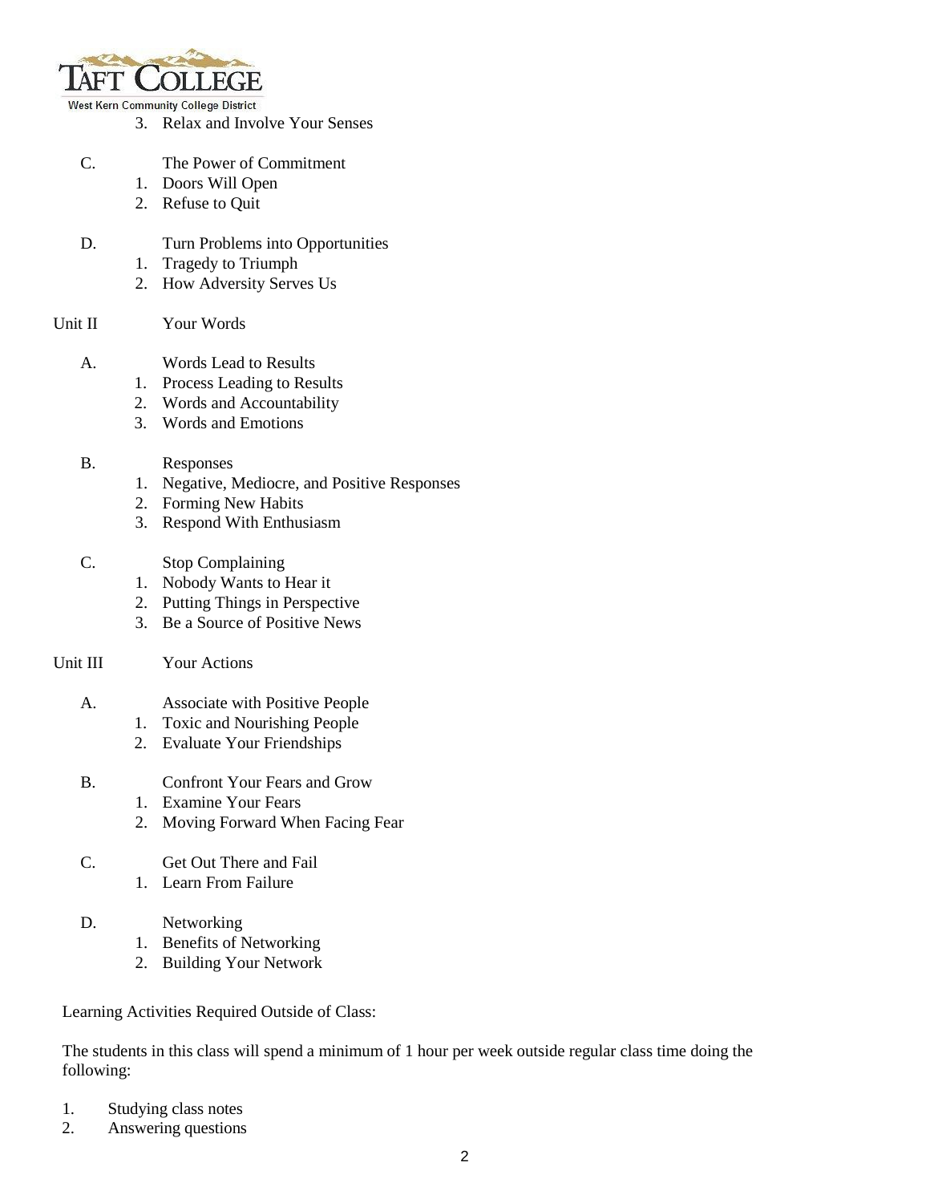3. Relax and Involve Your Senses

C. The Power of Commitment
1. Doors Will Open
2. Refuse to Quit

D. Turn Problems into Opportunities
1. Tragedy to Triumph
2. How Adversity Serves Us

Unit II Your Words

A. Words Lead to Results
1. Process Leading to Results
2. Words and Accountability
3. Words and Emotions

B. Responses
1. Negative, Mediocre, and Positive Responses
2. Forming New Habits
3. Respond With Enthusiasm

C. Stop Complaining
1. Nobody Wants to Hear it
2. Putting Things in Perspective
3. Be a Source of Positive News

Unit III Your Actions

A. Associate with Positive People
1. Toxic and Nourishing People
2. Evaluate Your Friendships

B. Confront Your Fears and Grow
1. Examine Your Fears
2. Moving Forward When Facing Fear

C. Get Out There and Fail
1. Learn From Failure

D. Networking
1. Benefits of Networking
2. Building Your Network

Learning Activities Required Outside of Class:

The students in this class will spend a minimum of 1 hour per week outside regular class time doing the following:

1. Studying class notes
2. Answering questions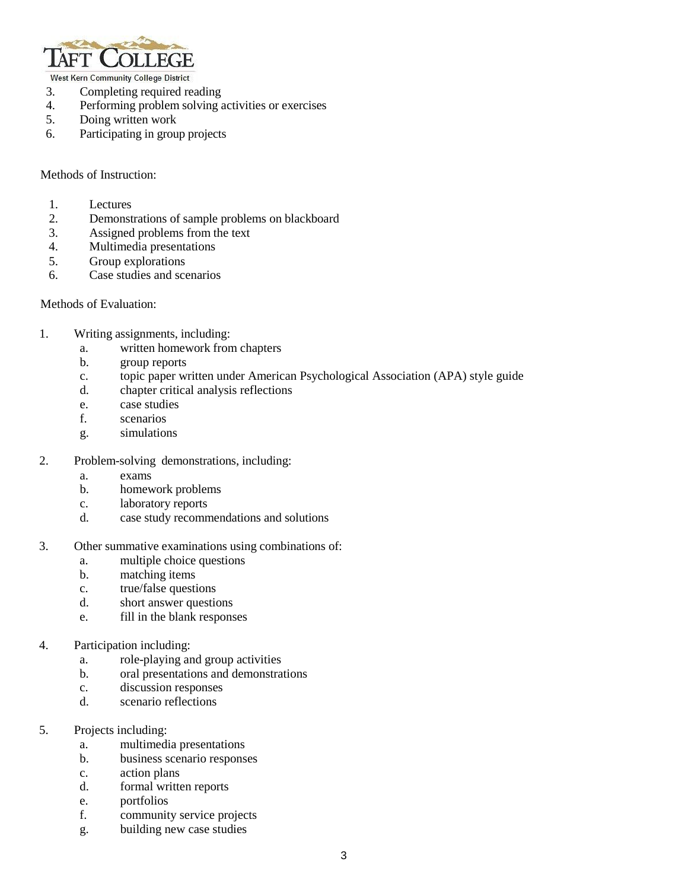3. Completing required reading
4. Performing problem solving activities or exercises
5. Doing written work
6. Participating in group projects

Methods of Instruction:

1. Lectures
2. Demonstrations of sample problems on blackboard
3. Assigned problems from the text
4. Multimedia presentations
5. Group explorations
6. Case studies and scenarios

Methods of Evaluation:

1. Writing assignments, including:
   a. written homework from chapters
   b. group reports
   c. topic paper written under American Psychological Association (APA) style guide
   d. chapter critical analysis reflections
   e. case studies
   f. scenarios
   g. simulations

2. Problem-solving demonstrations, including:
   a. exams
   b. homework problems
   c. laboratory reports
   d. case study recommendations and solutions

3. Other summative examinations using combinations of:
   a. multiple choice questions
   b. matching items
   c. true/false questions
   d. short answer questions
   e. fill in the blank responses

4. Participation including:
   a. role-playing and group activities
   b. oral presentations and demonstrations
   c. discussion responses
   d. scenario reflections

5. Projects including:
   a. multimedia presentations
   b. business scenario responses
   c. action plans
   d. formal written reports
   e. portfolios
   f. community service projects
   g. building new case studies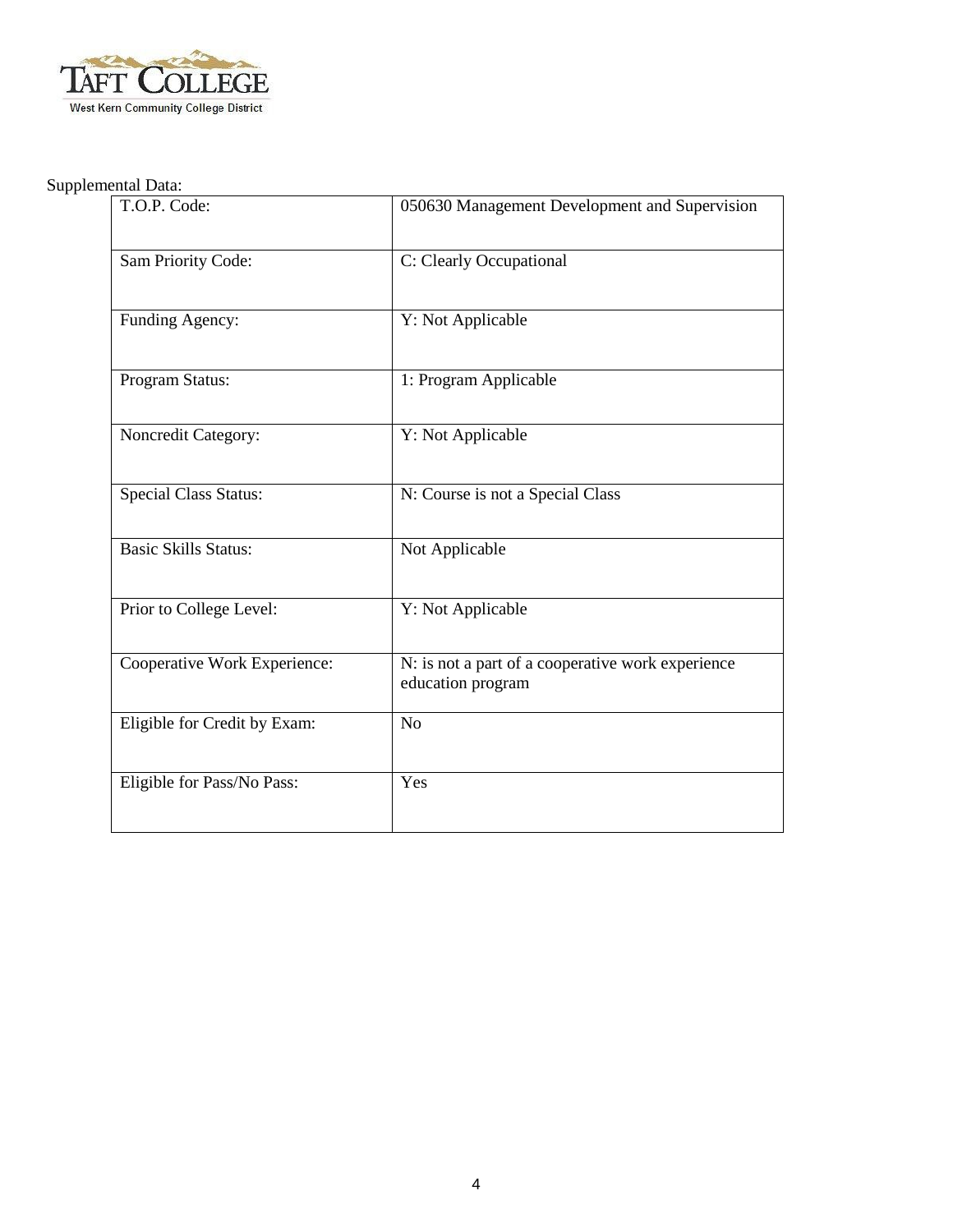Supplemental Data:

| | |
|---|---|
| T.O.P. Code: | 050630 Management Development and Supervision |
| Sam Priority Code: | C: Clearly Occupational |
| Funding Agency: | Y: Not Applicable |
| Program Status: | 1: Program Applicable |
| Noncredit Category: | Y: Not Applicable |
| Special Class Status: | N: Course is not a Special Class |
| Basic Skills Status: | Not Applicable |
| Prior to College Level: | Y: Not Applicable |
| Cooperative Work Experience: | N: is not a part of a cooperative work experience education program |
| Eligible for Credit by Exam: | No |
| Eligible for Pass/No Pass: | Yes |